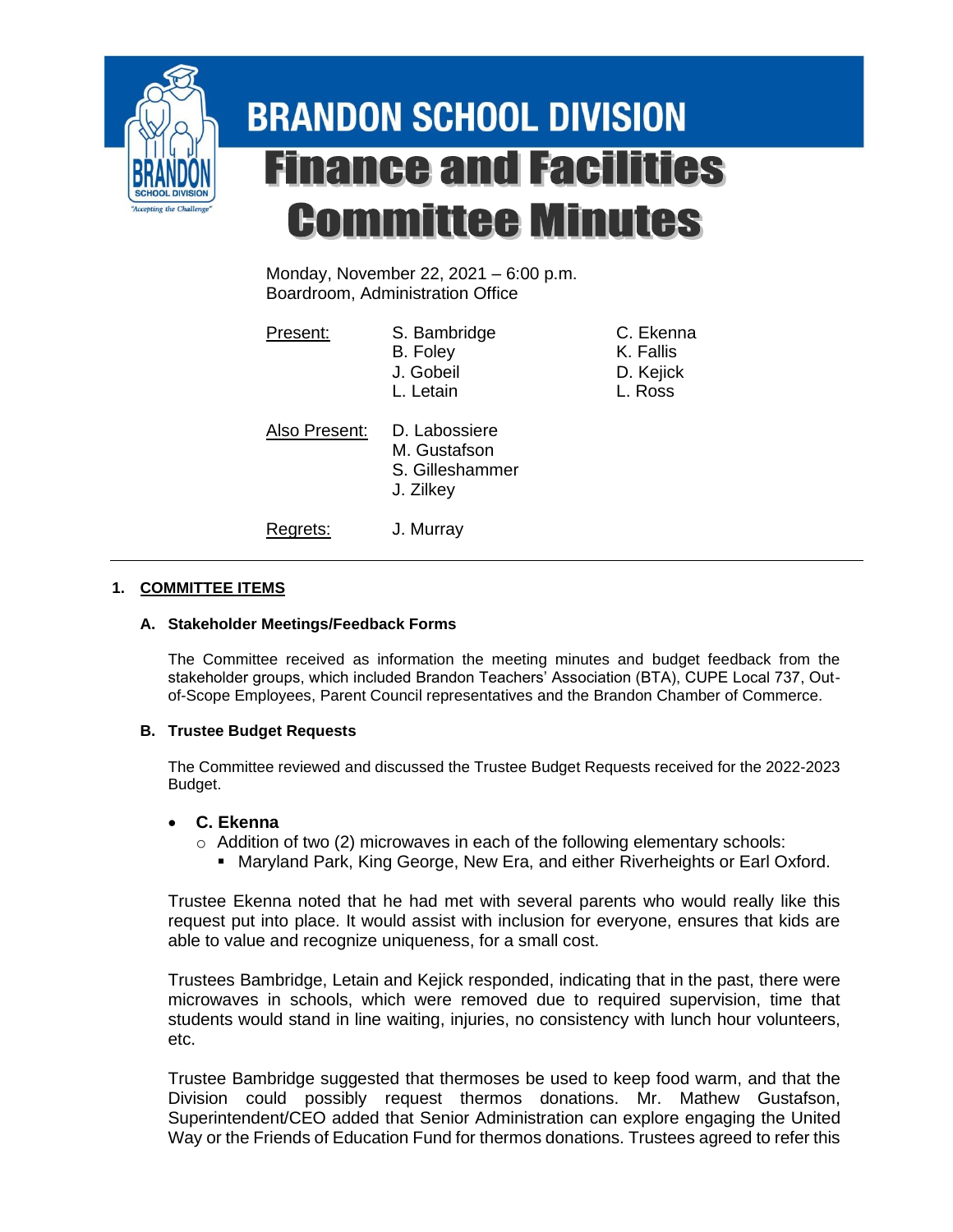# BRANDON SCHOOL DIVISION

# Finance and Facilities Committee Minutes

Monday, November 22, 2021 – 6:00 p.m.
Boardroom, Administration Office

| Present: | S. Bambridge | C. Ekenna |
|---|---|---|
| | B. Foley | K. Fallis |
| | J. Gobeil | D. Kejick |
| | L. Letain | L. Ross |

Also Present: D. Labossiere
M. Gustafson
S. Gilleshammer
J. Zilkey

Regrets: J. Murray

---

## 1. COMMITTEE ITEMS

### A. Stakeholder Meetings/Feedback Forms

The Committee received as information the meeting minutes and budget feedback from the stakeholder groups, which included Brandon Teachers' Association (BTA), CUPE Local 737, Out-of-Scope Employees, Parent Council representatives and the Brandon Chamber of Commerce.

### B. Trustee Budget Requests

The Committee reviewed and discussed the Trustee Budget Requests received for the 2022-2023 Budget.

- **C. Ekenna**
  - Addition of two (2) microwaves in each of the following elementary schools:
    - Maryland Park, King George, New Era, and either Riverheights or Earl Oxford.

Trustee Ekenna noted that he had met with several parents who would really like this request put into place. It would assist with inclusion for everyone, ensures that kids are able to value and recognize uniqueness, for a small cost.

Trustees Bambridge, Letain and Kejick responded, indicating that in the past, there were microwaves in schools, which were removed due to required supervision, time that students would stand in line waiting, injuries, no consistency with lunch hour volunteers, etc.

Trustee Bambridge suggested that thermoses be used to keep food warm, and that the Division could possibly request thermos donations. Mr. Mathew Gustafson, Superintendent/CEO added that Senior Administration can explore engaging the United Way or the Friends of Education Fund for thermos donations. Trustees agreed to refer this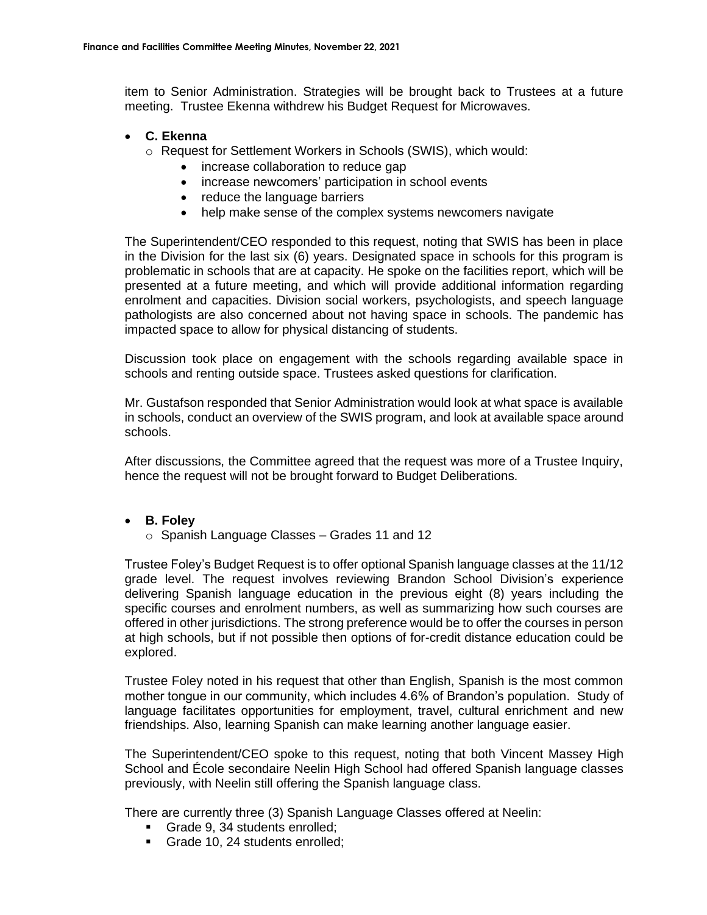item to Senior Administration. Strategies will be brought back to Trustees at a future meeting. Trustee Ekenna withdrew his Budget Request for Microwaves.

- **C. Ekenna**
  - Request for Settlement Workers in Schools (SWIS), which would:
    - increase collaboration to reduce gap
    - increase newcomers' participation in school events
    - reduce the language barriers
    - help make sense of the complex systems newcomers navigate

The Superintendent/CEO responded to this request, noting that SWIS has been in place in the Division for the last six (6) years. Designated space in schools for this program is problematic in schools that are at capacity. He spoke on the facilities report, which will be presented at a future meeting, and which will provide additional information regarding enrolment and capacities. Division social workers, psychologists, and speech language pathologists are also concerned about not having space in schools. The pandemic has impacted space to allow for physical distancing of students.

Discussion took place on engagement with the schools regarding available space in schools and renting outside space. Trustees asked questions for clarification.

Mr. Gustafson responded that Senior Administration would look at what space is available in schools, conduct an overview of the SWIS program, and look at available space around schools.

After discussions, the Committee agreed that the request was more of a Trustee Inquiry, hence the request will not be brought forward to Budget Deliberations.

- **B. Foley**
  - Spanish Language Classes – Grades 11 and 12

Trustee Foley's Budget Request is to offer optional Spanish language classes at the 11/12 grade level. The request involves reviewing Brandon School Division's experience delivering Spanish language education in the previous eight (8) years including the specific courses and enrolment numbers, as well as summarizing how such courses are offered in other jurisdictions. The strong preference would be to offer the courses in person at high schools, but if not possible then options of for-credit distance education could be explored.

Trustee Foley noted in his request that other than English, Spanish is the most common mother tongue in our community, which includes 4.6% of Brandon's population. Study of language facilitates opportunities for employment, travel, cultural enrichment and new friendships. Also, learning Spanish can make learning another language easier.

The Superintendent/CEO spoke to this request, noting that both Vincent Massey High School and École secondaire Neelin High School had offered Spanish language classes previously, with Neelin still offering the Spanish language class.

There are currently three (3) Spanish Language Classes offered at Neelin:

- Grade 9, 34 students enrolled;
- Grade 10, 24 students enrolled;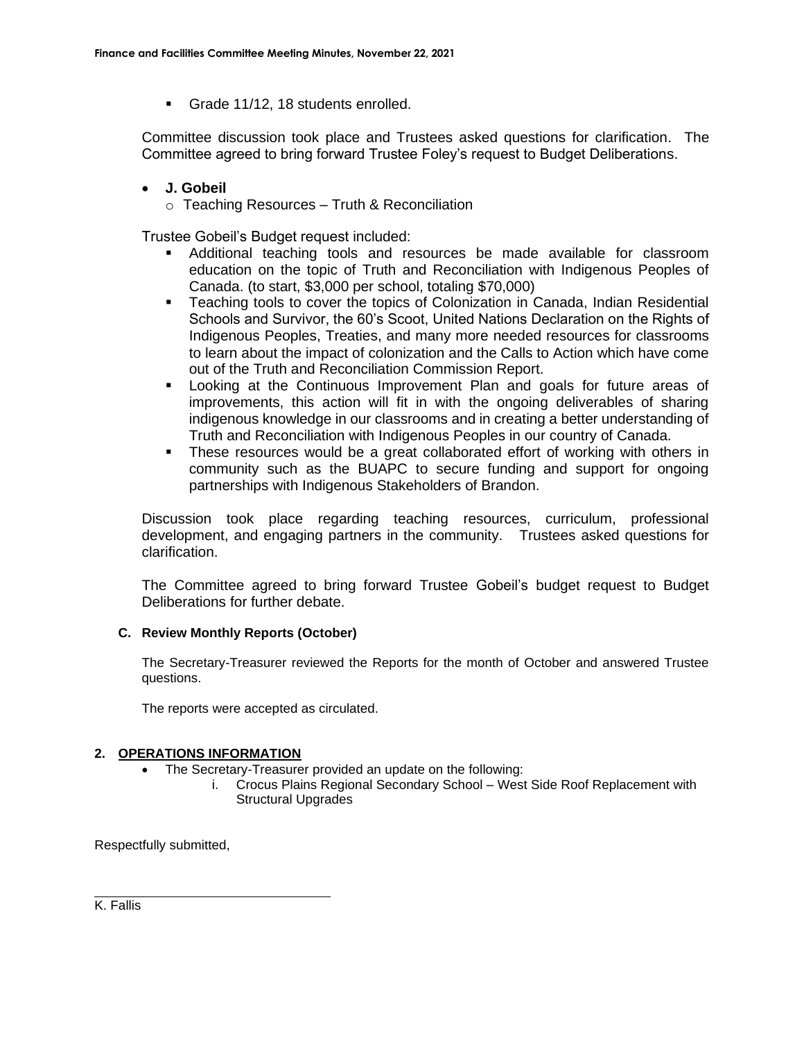- Grade 11/12, 18 students enrolled.

Committee discussion took place and Trustees asked questions for clarification. The Committee agreed to bring forward Trustee Foley's request to Budget Deliberations.

- **J. Gobeil**
  - Teaching Resources – Truth & Reconciliation

Trustee Gobeil's Budget request included:

- Additional teaching tools and resources be made available for classroom education on the topic of Truth and Reconciliation with Indigenous Peoples of Canada. (to start, $3,000 per school, totaling $70,000)
- Teaching tools to cover the topics of Colonization in Canada, Indian Residential Schools and Survivor, the 60's Scoot, United Nations Declaration on the Rights of Indigenous Peoples, Treaties, and many more needed resources for classrooms to learn about the impact of colonization and the Calls to Action which have come out of the Truth and Reconciliation Commission Report.
- Looking at the Continuous Improvement Plan and goals for future areas of improvements, this action will fit in with the ongoing deliverables of sharing indigenous knowledge in our classrooms and in creating a better understanding of Truth and Reconciliation with Indigenous Peoples in our country of Canada.
- These resources would be a great collaborated effort of working with others in community such as the BUAPC to secure funding and support for ongoing partnerships with Indigenous Stakeholders of Brandon.

Discussion took place regarding teaching resources, curriculum, professional development, and engaging partners in the community. Trustees asked questions for clarification.

The Committee agreed to bring forward Trustee Gobeil's budget request to Budget Deliberations for further debate.

### C. Review Monthly Reports (October)

The Secretary-Treasurer reviewed the Reports for the month of October and answered Trustee questions.

The reports were accepted as circulated.

## 2. OPERATIONS INFORMATION

- The Secretary-Treasurer provided an update on the following:
  i. Crocus Plains Regional Secondary School – West Side Roof Replacement with Structural Upgrades

Respectfully submitted,

K. Fallis